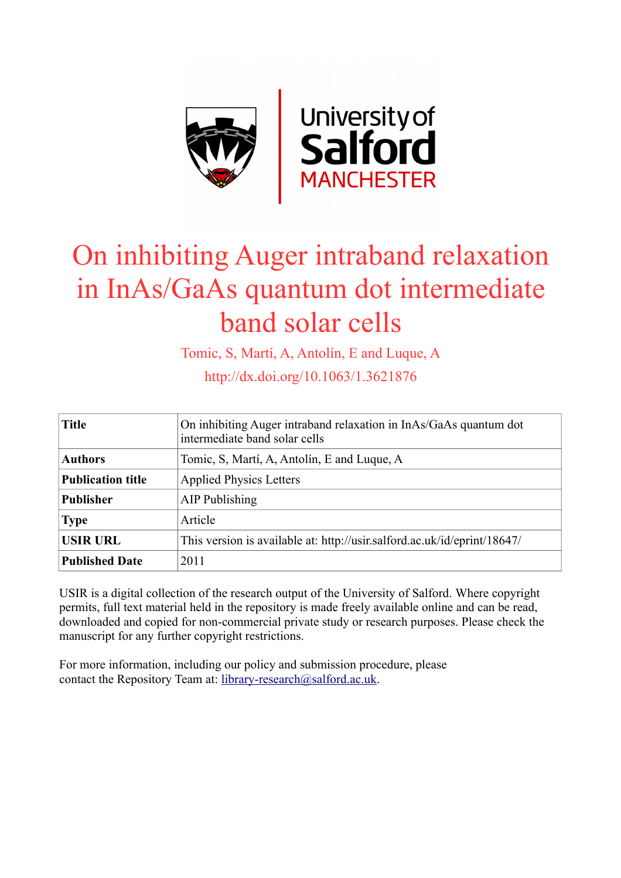# On inhibiting Auger intraband relaxation in InAs/GaAs quantum dot intermediate band solar cells

Tomic, S, Martí, A, Antolín, E and Luque, A

http://dx.doi.org/10.1063/1.3621876

| **Title** | On inhibiting Auger intraband relaxation in InAs/GaAs quantum dot intermediate band solar cells |
|---|---|
| **Authors** | Tomic, S, Martí, A, Antolín, E and Luque, A |
| **Publication title** | Applied Physics Letters |
| **Publisher** | AIP Publishing |
| **Type** | Article |
| **USIR URL** | This version is available at: http://usir.salford.ac.uk/id/eprint/18647/ |
| **Published Date** | 2011 |

USIR is a digital collection of the research output of the University of Salford. Where copyright permits, full text material held in the repository is made freely available online and can be read, downloaded and copied for non-commercial private study or research purposes. Please check the manuscript for any further copyright restrictions.

For more information, including our policy and submission procedure, please contact the Repository Team at: library-research@salford.ac.uk.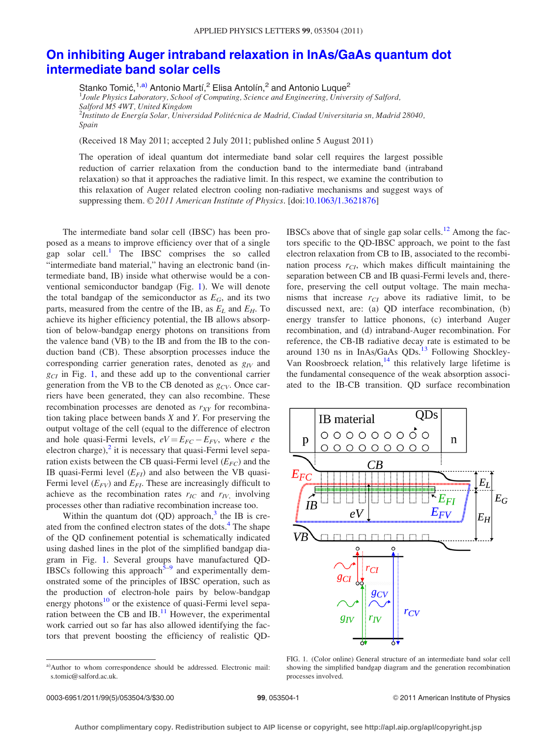# On inhibiting Auger intraband relaxation in InAs/GaAs quantum dot intermediate band solar cells

Stanko Tomić,[1,a)] Antonio Martí,[2] Elisa Antolín,[2] and Antonio Luque[2]

[1]*Joule Physics Laboratory, School of Computing, Science and Engineering, University of Salford, Salford M5 4WT, United Kingdom*
[2]*Instituto de Energía Solar, Universidad Politécnica de Madrid, Ciudad Universitaria sn, Madrid 28040, Spain*

(Received 18 May 2011; accepted 2 July 2011; published online 5 August 2011)

The operation of ideal quantum dot intermediate band solar cell requires the largest possible reduction of carrier relaxation from the conduction band to the intermediate band (intraband relaxation) so that it approaches the radiative limit. In this respect, we examine the contribution to this relaxation of Auger related electron cooling non-radiative mechanisms and suggest ways of suppressing them. © *2011 American Institute of Physics*. [doi:10.1063/1.3621876]

The intermediate band solar cell (IBSC) has been proposed as a means to improve efficiency over that of a single gap solar cell.[1] The IBSC comprises the so called "intermediate band material," having an electronic band (intermediate band, IB) inside what otherwise would be a conventional semiconductor bandgap (Fig. 1). We will denote the total bandgap of the semiconductor as $E_G$, and its two parts, measured from the centre of the IB, as $E_L$ and $E_H$. To achieve its higher efficiency potential, the IB allows absorption of below-bandgap energy photons on transitions from the valence band (VB) to the IB and from the IB to the conduction band (CB). These absorption processes induce the corresponding carrier generation rates, denoted as $g_{IV}$ and $g_{CI}$ in Fig. 1, and these add up to the conventional carrier generation from the VB to the CB denoted as $g_{CV}$. Once carriers have been generated, they can also recombine. These recombination processes are denoted as $r_{XY}$ for recombination taking place between bands $X$ and $Y$. For preserving the output voltage of the cell (equal to the difference of electron and hole quasi-Fermi levels, $eV = E_{FC} - E_{FV}$, where $e$ the electron charge),[2] it is necessary that quasi-Fermi level separation exists between the CB quasi-Fermi level ($E_{FC}$) and the IB quasi-Fermi level ($E_{FI}$) and also between the VB quasi-Fermi level ($E_{FV}$) and $E_{FI}$. These are increasingly difficult to achieve as the recombination rates $r_{IC}$ and $r_{IV}$, involving processes other than radiative recombination increase too.

Within the quantum dot (QD) approach,[3] the IB is created from the confined electron states of the dots.[4] The shape of the QD confinement potential is schematically indicated using dashed lines in the plot of the simplified bandgap diagram in Fig. 1. Several groups have manufactured QD-IBSCs following this approach[5–9] and experimentally demonstrated some of the principles of IBSC operation, such as the production of electron-hole pairs by below-bandgap energy photons[10] or the existence of quasi-Fermi level separation between the CB and IB.[11] However, the experimental work carried out so far has also allowed identifying the factors that prevent boosting the efficiency of realistic QD-IBSCs above that of single gap solar cells.[12] Among the factors specific to the QD-IBSC approach, we point to the fast electron relaxation from CB to IB, associated to the recombination process $r_{CI}$, which makes difficult maintaining the separation between CB and IB quasi-Fermi levels and, therefore, preserving the cell output voltage. The main mechanisms that increase $r_{CI}$ above its radiative limit, to be discussed next, are: (a) QD interface recombination, (b) energy transfer to lattice phonons, (c) interband Auger recombination, and (d) intraband-Auger recombination. For reference, the CB-IB radiative decay rate is estimated to be around 130 ns in InAs/GaAs QDs.[13] Following Shockley-Van Roosbroeck relation,[14] this relatively large lifetime is the fundamental consequence of the weak absorption associated to the IB-CB transition. QD surface recombination

FIG. 1. (Color online) General structure of an intermediate band solar cell showing the simplified bandgap diagram and the generation recombination processes involved.

[a)]Author to whom correspondence should be addressed. Electronic mail: s.tomic@salford.ac.uk.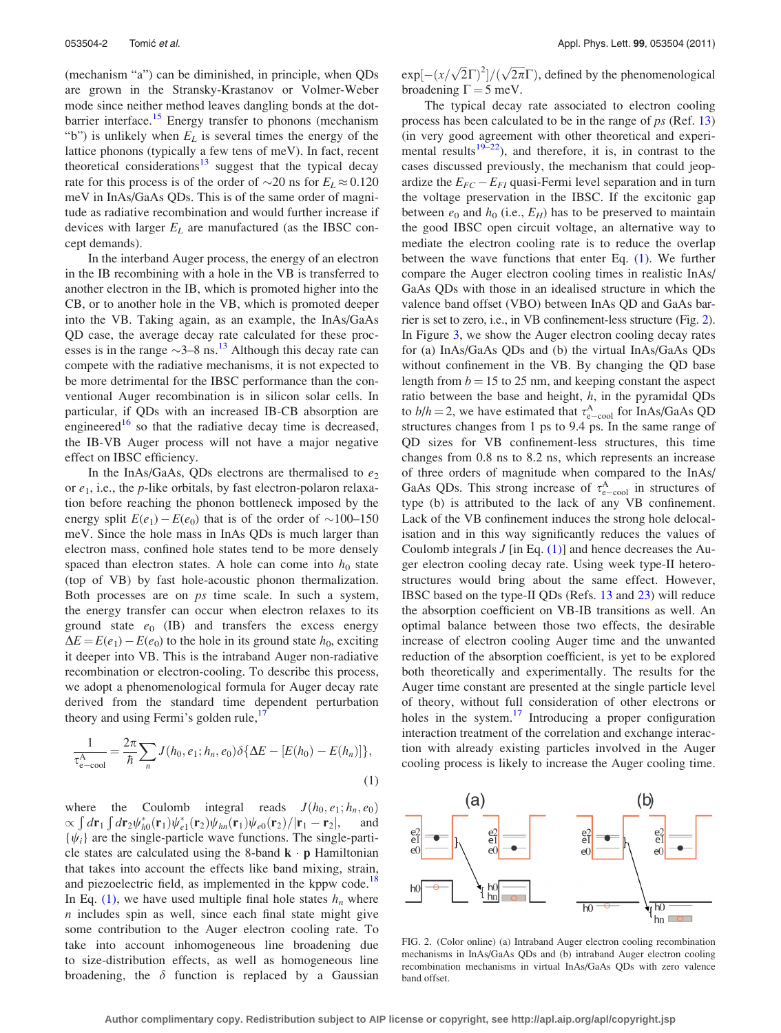(mechanism "a") can be diminished, in principle, when QDs are grown in the Stransky-Krastanov or Volmer-Weber mode since neither method leaves dangling bonds at the dot-barrier interface.[15] Energy transfer to phonons (mechanism "b") is unlikely when $E_L$ is several times the energy of the lattice phonons (typically a few tens of meV). In fact, recent theoretical considerations[13] suggest that the typical decay rate for this process is of the order of ~20 ns for $E_L \approx 0.120$ meV in InAs/GaAs QDs. This is of the same order of magnitude as radiative recombination and would further increase if devices with larger $E_L$ are manufactured (as the IBSC concept demands).

In the interband Auger process, the energy of an electron in the IB recombining with a hole in the VB is transferred to another electron in the IB, which is promoted higher into the CB, or to another hole in the VB, which is promoted deeper into the VB. Taking again, as an example, the InAs/GaAs QD case, the average decay rate calculated for these processes is in the range ~3–8 ns.[13] Although this decay rate can compete with the radiative mechanisms, it is not expected to be more detrimental for the IBSC performance than the conventional Auger recombination is in silicon solar cells. In particular, if QDs with an increased IB-CB absorption are engineered[16] so that the radiative decay time is decreased, the IB-VB Auger process will not have a major negative effect on IBSC efficiency.

In the InAs/GaAs, QDs electrons are thermalised to $e_2$ or $e_1$, i.e., the $p$-like orbitals, by fast electron-polaron relaxation before reaching the phonon bottleneck imposed by the energy split $E(e_1) - E(e_0)$ that is of the order of ~100–150 meV. Since the hole mass in InAs QDs is much larger than electron mass, confined hole states tend to be more densely spaced than electron states. A hole can come into $h_0$ state (top of VB) by fast hole-acoustic phonon thermalization. Both processes are on $ps$ time scale. In such a system, the energy transfer can occur when electron relaxes to its ground state $e_0$ (IB) and transfers the excess energy $\Delta E = E(e_1) - E(e_0)$ to the hole in its ground state $h_0$, exciting it deeper into VB. This is the intraband Auger non-radiative recombination or electron-cooling. To describe this process, we adopt a phenomenological formula for Auger decay rate derived from the standard time dependent perturbation theory and using Fermi's golden rule,[17]

$$\frac{1}{\tau^{\mathrm{A}}_{\mathrm{e-cool}}} = \frac{2\pi}{\hbar}\sum_n J(h_0, e_1; h_n, e_0)\delta\{\Delta E - [E(h_0) - E(h_n)]\}, \tag{1}$$

where the Coulomb integral reads $J(h_0, e_1; h_n, e_0) \propto \int d\mathbf{r}_1 \int d\mathbf{r}_2 \psi^*_{h0}(\mathbf{r}_1)\psi^*_{e1}(\mathbf{r}_2)\psi_{hn}(\mathbf{r}_1)\psi_{e0}(\mathbf{r}_2)/|\mathbf{r}_1 - \mathbf{r}_2|$, and $\{\psi_i\}$ are the single-particle wave functions. The single-particle states are calculated using the 8-band $\mathbf{k}\cdot\mathbf{p}$ Hamiltonian that takes into account the effects like band mixing, strain, and piezoelectric field, as implemented in the kppw code.[18] In Eq. (1), we have used multiple final hole states $h_n$ where $n$ includes spin as well, since each final state might give some contribution to the Auger electron cooling rate. To take into account inhomogeneous line broadening due to size-distribution effects, as well as homogeneous line broadening, the $\delta$ function is replaced by a Gaussian $\exp[-(x/\sqrt{2}\Gamma)^2]/(\sqrt{2\pi}\Gamma)$, defined by the phenomenological broadening $\Gamma = 5$ meV.

The typical decay rate associated to electron cooling process has been calculated to be in the range of $ps$ (Ref. 13) (in very good agreement with other theoretical and experimental results[19–22]), and therefore, it is, in contrast to the cases discussed previously, the mechanism that could jeopardize the $E_{FC} - E_{FI}$ quasi-Fermi level separation and in turn the voltage preservation in the IBSC. If the excitonic gap between $e_0$ and $h_0$ (i.e., $E_H$) has to be preserved to maintain the good IBSC open circuit voltage, an alternative way to mediate the electron cooling rate is to reduce the overlap between the wave functions that enter Eq. (1). We further compare the Auger electron cooling times in realistic InAs/GaAs QDs with those in an idealised structure in which the valence band offset (VBO) between InAs QD and GaAs barrier is set to zero, i.e., in VB confinement-less structure (Fig. 2). In Figure 3, we show the Auger electron cooling decay rates for (a) InAs/GaAs QDs and (b) the virtual InAs/GaAs QDs without confinement in the VB. By changing the QD base length from $b = 15$ to 25 nm, and keeping constant the aspect ratio between the base and height, $h$, in the pyramidal QDs to $b/h = 2$, we have estimated that $\tau^{\mathrm{A}}_{\mathrm{e-cool}}$ for InAs/GaAs QD structures changes from 1 ps to 9.4 ps. In the same range of QD sizes for VB confinement-less structures, this time changes from 0.8 ns to 8.2 ns, which represents an increase of three orders of magnitude when compared to the InAs/GaAs QDs. This strong increase of $\tau^{\mathrm{A}}_{\mathrm{e-cool}}$ in structures of type (b) is attributed to the lack of any VB confinement. Lack of the VB confinement induces the strong hole delocalisation and in this way significantly reduces the values of Coulomb integrals $J$ [in Eq. (1)] and hence decreases the Auger electron cooling decay rate. Using week type-II heterostructures would bring about the same effect. However, IBSC based on the type-II QDs (Refs. 13 and 23) will reduce the absorption coefficient on VB-IB transitions as well. An optimal balance between those two effects, the desirable increase of electron cooling Auger time and the unwanted reduction of the absorption coefficient, is yet to be explored both theoretically and experimentally. The results for the Auger time constant are presented at the single particle level of theory, without full consideration of other electrons or holes in the system.[17] Introducing a proper configuration interaction treatment of the correlation and exchange interaction with already existing particles involved in the Auger cooling process is likely to increase the Auger cooling time.

FIG. 2. (Color online) (a) Intraband Auger electron cooling recombination mechanisms in InAs/GaAs QDs and (b) intraband Auger electron cooling recombination mechanisms in virtual InAs/GaAs QDs with zero valence band offset.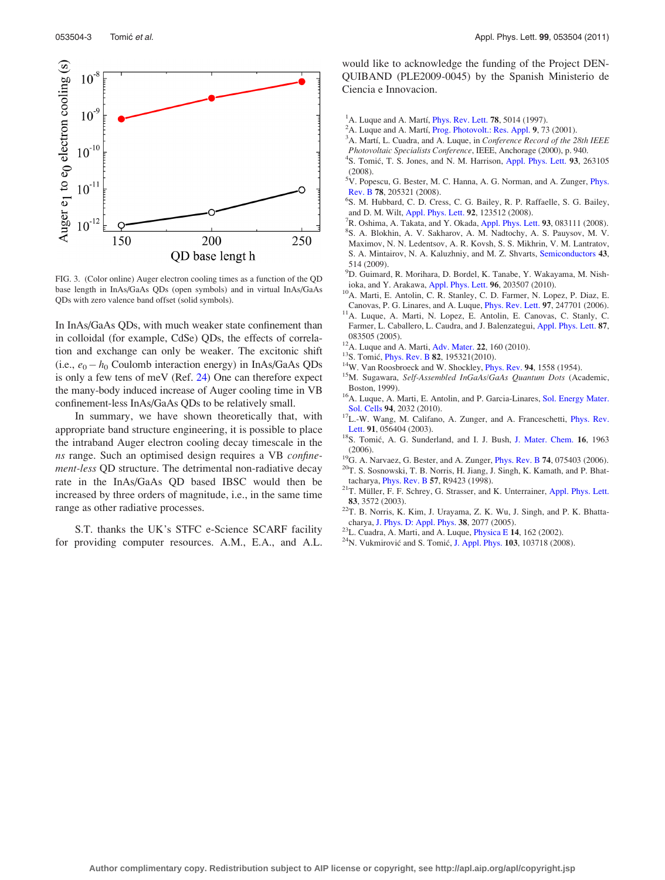Auger $e_1$ to $e_0$ electron cooling (s)

$10^{-8}$

$10^{-9}$

$10^{-10}$

$10^{-11}$

$10^{-12}$

150

200

250

QD base lengt h

FIG. 3. (Color online) Auger electron cooling times as a function of the QD base length in InAs/GaAs QDs (open symbols) and in virtual InAs/GaAs QDs with zero valence band offset (solid symbols).

In InAs/GaAs QDs, with much weaker state confinement than in colloidal (for example, CdSe) QDs, the effects of correlation and exchange can only be weaker. The excitonic shift (i.e., $e_0 - h_0$ Coulomb interaction energy) in InAs/GaAs QDs is only a few tens of meV (Ref. 24) One can therefore expect the many-body induced increase of Auger cooling time in VB confinement-less InAs/GaAs QDs to be relatively small.

In summary, we have shown theoretically that, with appropriate band structure engineering, it is possible to place the intraband Auger electron cooling decay timescale in the *ns* range. Such an optimised design requires a VB *confinement-less* QD structure. The detrimental non-radiative decay rate in the InAs/GaAs QD based IBSC would then be increased by three orders of magnitude, i.e., in the same time range as other radiative processes.

S.T. thanks the UK's STFC e-Science SCARF facility for providing computer resources. A.M., E.A., and A.L. would like to acknowledge the funding of the Project DENQUIBAND (PLE2009-0045) by the Spanish Ministerio de Ciencia e Innovacion.

[1] A. Luque and A. Martí, Phys. Rev. Lett. **78**, 5014 (1997).
[2] A. Luque and A. Martí, Prog. Photovolt.: Res. Appl. **9**, 73 (2001).
[3] A. Martí, L. Cuadra, and A. Luque, in *Conference Record of the 28th IEEE Photovoltaic Specialists Conference*, IEEE, Anchorage (2000), p. 940.
[4] S. Tomić, T. S. Jones, and N. M. Harrison, Appl. Phys. Lett. **93**, 263105 (2008).
[5] V. Popescu, G. Bester, M. C. Hanna, A. G. Norman, and A. Zunger, Phys. Rev. B **78**, 205321 (2008).
[6] S. M. Hubbard, C. D. Cress, C. G. Bailey, R. P. Raffaelle, S. G. Bailey, and D. M. Wilt, Appl. Phys. Lett. **92**, 123512 (2008).
[7] R. Oshima, A. Takata, and Y. Okada, Appl. Phys. Lett. **93**, 083111 (2008).
[8] S. A. Blokhin, A. V. Sakharov, A. M. Nadtochy, A. S. Pauysov, M. V. Maximov, N. N. Ledentsov, A. R. Kovsh, S. S. Mikhrin, V. M. Lantratov, S. A. Mintairov, N. A. Kaluzhniy, and M. Z. Shvarts, Semiconductors **43**, 514 (2009).
[9] D. Guimard, R. Morihara, D. Bordel, K. Tanabe, Y. Wakayama, M. Nishioka, and Y. Arakawa, Appl. Phys. Lett. **96**, 203507 (2010).
[10] A. Marti, E. Antolin, C. R. Stanley, C. D. Farmer, N. Lopez, P. Diaz, E. Canovas, P. G. Linares, and A. Luque, Phys. Rev. Lett. **97**, 247701 (2006).
[11] A. Luque, A. Marti, N. Lopez, E. Antolin, E. Canovas, C. Stanly, C. Farmer, L. Caballero, L. Caudra, and J. Balenzategui, Appl. Phys. Lett. **87**, 083505 (2005).
[12] A. Luque and A. Marti, Adv. Mater. **22**, 160 (2010).
[13] S. Tomić, Phys. Rev. B **82**, 195321(2010).
[14] W. Van Roosbroeck and W. Shockley, Phys. Rev. **94**, 1558 (1954).
[15] M. Sugawara, *Self-Assembled InGaAs/GaAs Quantum Dots* (Academic, Boston, 1999).
[16] A. Luque, A. Marti, E. Antolin, and P. Garcia-Linares, Sol. Energy Mater. Sol. Cells **94**, 2032 (2010).
[17] L.-W. Wang, M. Califano, A. Zunger, and A. Franceschetti, Phys. Rev. Lett. **91**, 056404 (2003).
[18] S. Tomić, A. G. Sunderland, and I. J. Bush, J. Mater. Chem. **16**, 1963 (2006).
[19] G. A. Narvaez, G. Bester, and A. Zunger, Phys. Rev. B **74**, 075403 (2006).
[20] T. S. Sosnowski, T. B. Norris, H. Jiang, J. Singh, K. Kamath, and P. Bhattacharya, Phys. Rev. B **57**, R9423 (1998).
[21] T. Müller, F. F. Schrey, G. Strasser, and K. Unterrainer, Appl. Phys. Lett. **83**, 3572 (2003).
[22] T. B. Norris, K. Kim, J. Urayama, Z. K. Wu, J. Singh, and P. K. Bhattacharya, J. Phys. D: Appl. Phys. **38**, 2077 (2005).
[23] L. Cuadra, A. Marti, and A. Luque, Physica E **14**, 162 (2002).
[24] N. Vukmirović and S. Tomić, J. Appl. Phys. **103**, 103718 (2008).